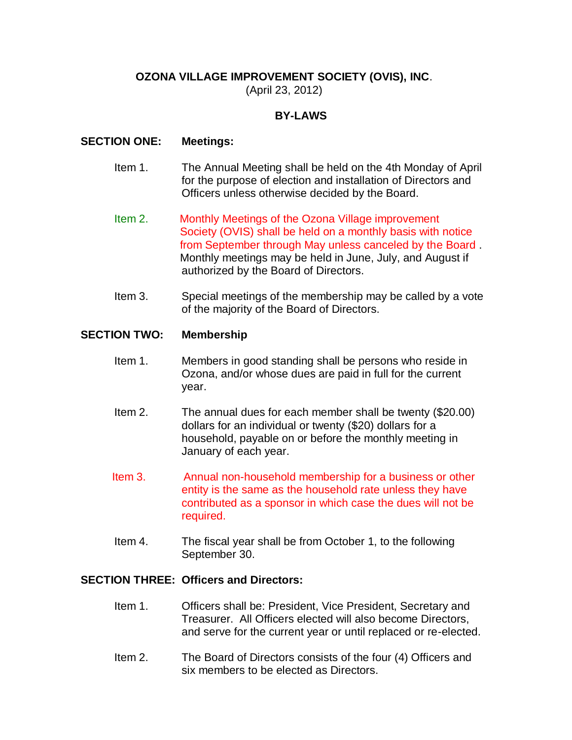**OZONA VILLAGE IMPROVEMENT SOCIETY (OVIS), INC.**
(April 23, 2012)

**BY-LAWS**

## SECTION ONE: Meetings:

Item 1. The Annual Meeting shall be held on the 4th Monday of April for the purpose of election and installation of Directors and Officers unless otherwise decided by the Board.

Item 2. Monthly Meetings of the Ozona Village improvement Society (OVIS) shall be held on a monthly basis with notice from September through May unless canceled by the Board . Monthly meetings may be held in June, July, and August if authorized by the Board of Directors.

Item 3. Special meetings of the membership may be called by a vote of the majority of the Board of Directors.

## SECTION TWO: Membership

Item 1. Members in good standing shall be persons who reside in Ozona, and/or whose dues are paid in full for the current year.

Item 2. The annual dues for each member shall be twenty ($20.00) dollars for an individual or twenty ($20) dollars for a household, payable on or before the monthly meeting in January of each year.

Item 3. Annual non-household membership for a business or other entity is the same as the household rate unless they have contributed as a sponsor in which case the dues will not be required.

Item 4. The fiscal year shall be from October 1, to the following September 30.

## SECTION THREE: Officers and Directors:

Item 1. Officers shall be: President, Vice President, Secretary and Treasurer. All Officers elected will also become Directors, and serve for the current year or until replaced or re-elected.

Item 2. The Board of Directors consists of the four (4) Officers and six members to be elected as Directors.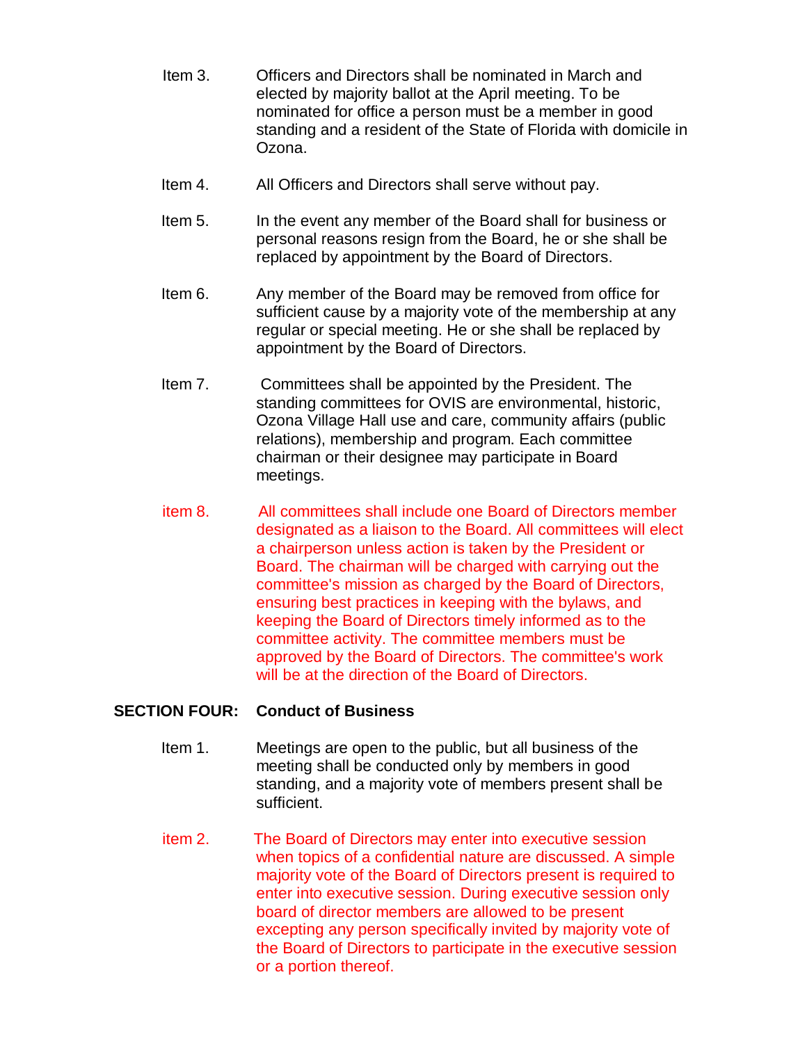Item 3. Officers and Directors shall be nominated in March and elected by majority ballot at the April meeting. To be nominated for office a person must be a member in good standing and a resident of the State of Florida with domicile in Ozona.

Item 4. All Officers and Directors shall serve without pay.

Item 5. In the event any member of the Board shall for business or personal reasons resign from the Board, he or she shall be replaced by appointment by the Board of Directors.

Item 6. Any member of the Board may be removed from office for sufficient cause by a majority vote of the membership at any regular or special meeting. He or she shall be replaced by appointment by the Board of Directors.

Item 7. Committees shall be appointed by the President. The standing committees for OVIS are environmental, historic, Ozona Village Hall use and care, community affairs (public relations), membership and program. Each committee chairman or their designee may participate in Board meetings.

item 8. All committees shall include one Board of Directors member designated as a liaison to the Board. All committees will elect a chairperson unless action is taken by the President or Board. The chairman will be charged with carrying out the committee's mission as charged by the Board of Directors, ensuring best practices in keeping with the bylaws, and keeping the Board of Directors timely informed as to the committee activity. The committee members must be approved by the Board of Directors. The committee's work will be at the direction of the Board of Directors.

## SECTION FOUR: Conduct of Business

Item 1. Meetings are open to the public, but all business of the meeting shall be conducted only by members in good standing, and a majority vote of members present shall be sufficient.

item 2. The Board of Directors may enter into executive session when topics of a confidential nature are discussed. A simple majority vote of the Board of Directors present is required to enter into executive session. During executive session only board of director members are allowed to be present excepting any person specifically invited by majority vote of the Board of Directors to participate in the executive session or a portion thereof.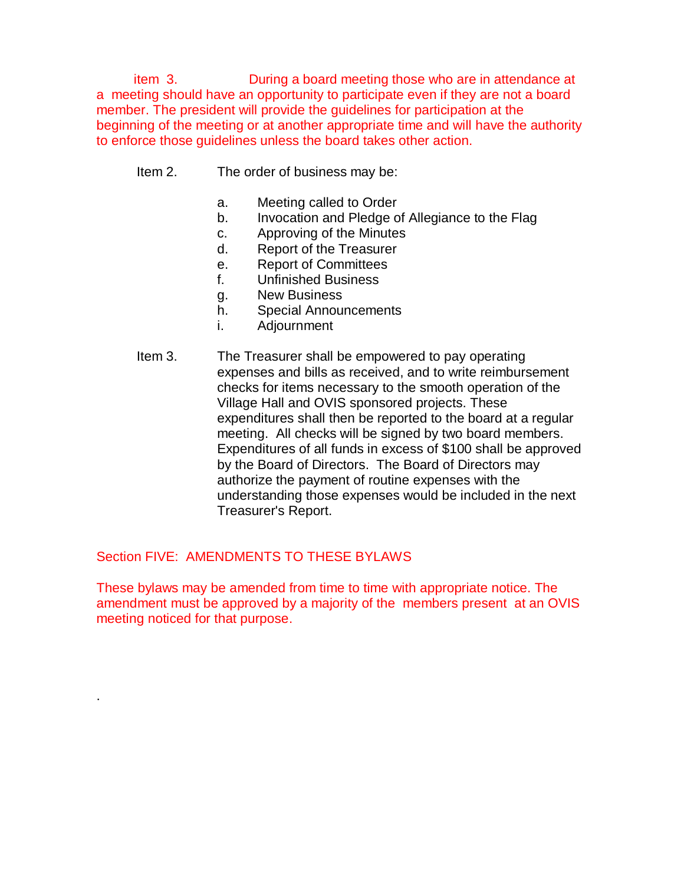item 3. During a board meeting those who are in attendance at a meeting should have an opportunity to participate even if they are not a board member. The president will provide the guidelines for participation at the beginning of the meeting or at another appropriate time and will have the authority to enforce those guidelines unless the board takes other action.

Item 2. The order of business may be:

a. Meeting called to Order
b. Invocation and Pledge of Allegiance to the Flag
c. Approving of the Minutes
d. Report of the Treasurer
e. Report of Committees
f. Unfinished Business
g. New Business
h. Special Announcements
i. Adjournment

Item 3. The Treasurer shall be empowered to pay operating expenses and bills as received, and to write reimbursement checks for items necessary to the smooth operation of the Village Hall and OVIS sponsored projects. These expenditures shall then be reported to the board at a regular meeting. All checks will be signed by two board members. Expenditures of all funds in excess of $100 shall be approved by the Board of Directors. The Board of Directors may authorize the payment of routine expenses with the understanding those expenses would be included in the next Treasurer's Report.

## Section FIVE: AMENDMENTS TO THESE BYLAWS

These bylaws may be amended from time to time with appropriate notice. The amendment must be approved by a majority of the members present at an OVIS meeting noticed for that purpose.

.